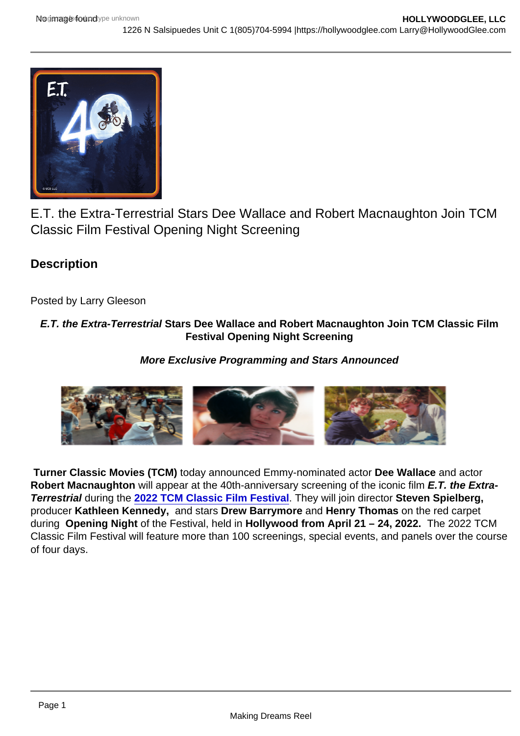E.T. the Extra-Terrestrial Stars Dee Wallace and Robert Macnaughton Join TCM Classic Film Festival Opening Night Screening

## Description

Posted by Larry Gleeson

**_E.T. the Extra-Terrestrial_ Stars Dee Wallace and Robert Macnaughton Join TCM Classic Film Festival Opening Night Screening**

***More Exclusive Programming and Stars Announced***

**Turner Classic Movies (TCM)** today announced Emmy-nominated actor **Dee Wallace** and actor **Robert Macnaughton** will appear at the 40th-anniversary screening of the iconic film ***E.T. the Extra-Terrestrial*** during the **2022 TCM Classic Film Festival**. They will join director **Steven Spielberg,** producer **Kathleen Kennedy,** and stars **Drew Barrymore** and **Henry Thomas** on the red carpet during **Opening Night** of the Festival, held in **Hollywood from April 21 – 24, 2022.** The 2022 TCM Classic Film Festival will feature more than 100 screenings, special events, and panels over the course of four days.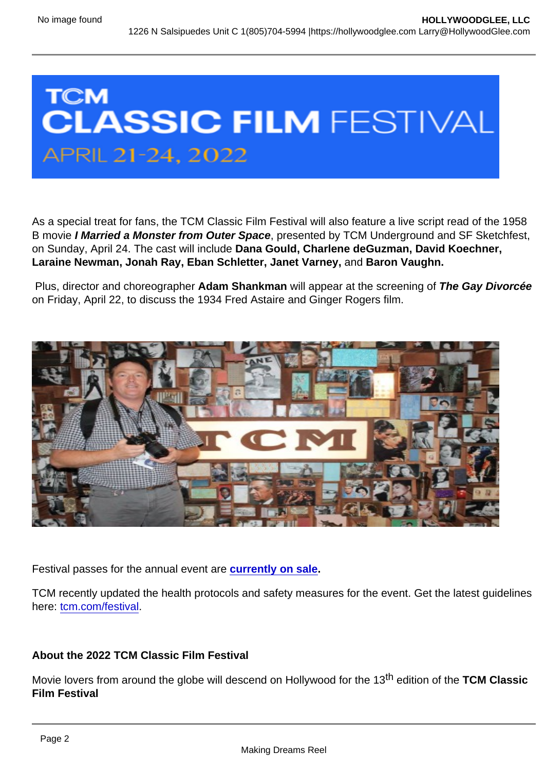As a special treat for fans, the TCM Classic Film Festival will also feature a live script read of the 1958 B movie ***I Married a Monster from Outer Space***, presented by TCM Underground and SF Sketchfest, on Sunday, April 24. The cast will include **Dana Gould, Charlene deGuzman, David Koechner, Laraine Newman, Jonah Ray, Eban Schletter, Janet Varney,** and **Baron Vaughn.**

Plus, director and choreographer **Adam Shankman** will appear at the screening of ***The Gay Divorcée*** on Friday, April 22, to discuss the 1934 Fred Astaire and Ginger Rogers film.

Festival passes for the annual event are [currently on sale](#).

TCM recently updated the health protocols and safety measures for the event. Get the latest guidelines here: [tcm.com/festival](#).

**About the 2022 TCM Classic Film Festival**

Movie lovers from around the globe will descend on Hollywood for the 13th edition of the **TCM Classic Film Festival**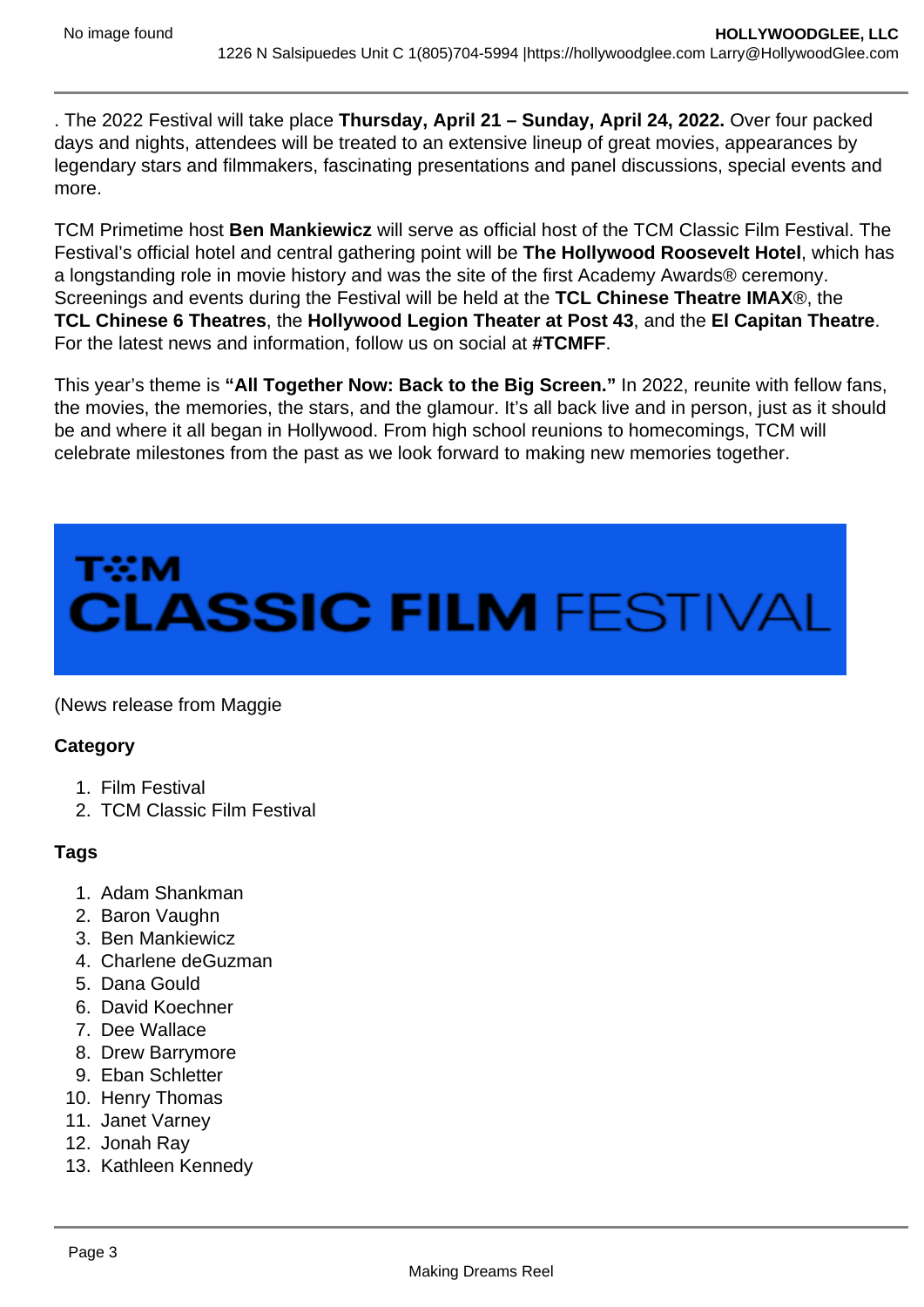. The 2022 Festival will take place **Thursday, April 21 – Sunday, April 24, 2022.** Over four packed days and nights, attendees will be treated to an extensive lineup of great movies, appearances by legendary stars and filmmakers, fascinating presentations and panel discussions, special events and more.

TCM Primetime host **Ben Mankiewicz** will serve as official host of the TCM Classic Film Festival. The Festival's official hotel and central gathering point will be **The Hollywood Roosevelt Hotel**, which has a longstanding role in movie history and was the site of the first Academy Awards® ceremony. Screenings and events during the Festival will be held at the **TCL Chinese Theatre IMAX**®, the **TCL Chinese 6 Theatres**, the **Hollywood Legion Theater at Post 43**, and the **El Capitan Theatre**. For the latest news and information, follow us on social at **#TCMFF**.

This year's theme is **"All Together Now: Back to the Big Screen."** In 2022, reunite with fellow fans, the movies, the memories, the stars, and the glamour. It's all back live and in person, just as it should be and where it all began in Hollywood. From high school reunions to homecomings, TCM will celebrate milestones from the past as we look forward to making new memories together.

TCM CLASSIC FILM FESTIVAL

(News release from Maggie

**Category**

1. Film Festival
2. TCM Classic Film Festival

**Tags**

1. Adam Shankman
2. Baron Vaughn
3. Ben Mankiewicz
4. Charlene deGuzman
5. Dana Gould
6. David Koechner
7. Dee Wallace
8. Drew Barrymore
9. Eban Schletter
10. Henry Thomas
11. Janet Varney
12. Jonah Ray
13. Kathleen Kennedy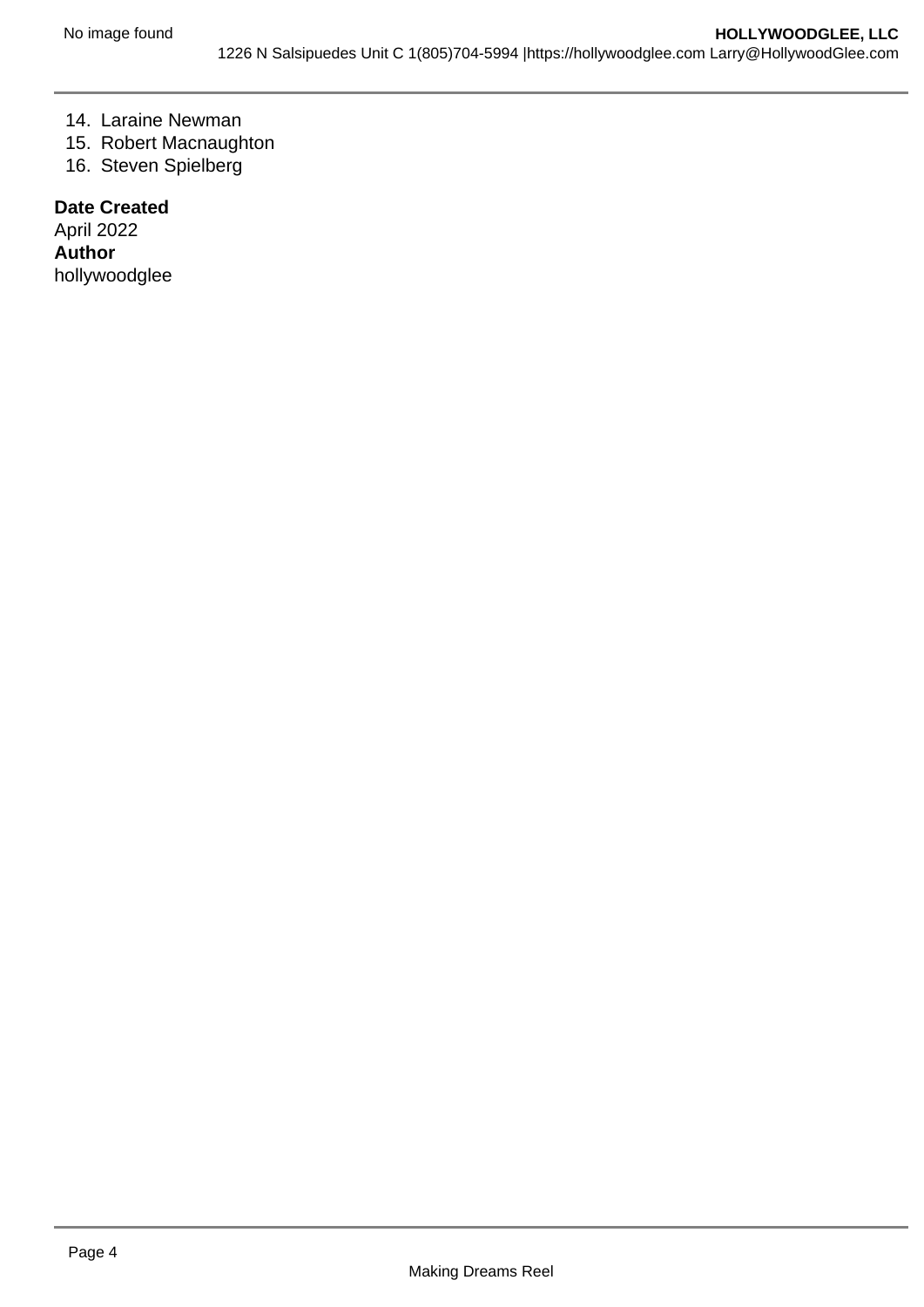14. Laraine Newman
15. Robert Macnaughton
16. Steven Spielberg

**Date Created**
April 2022
**Author**
hollywoodglee